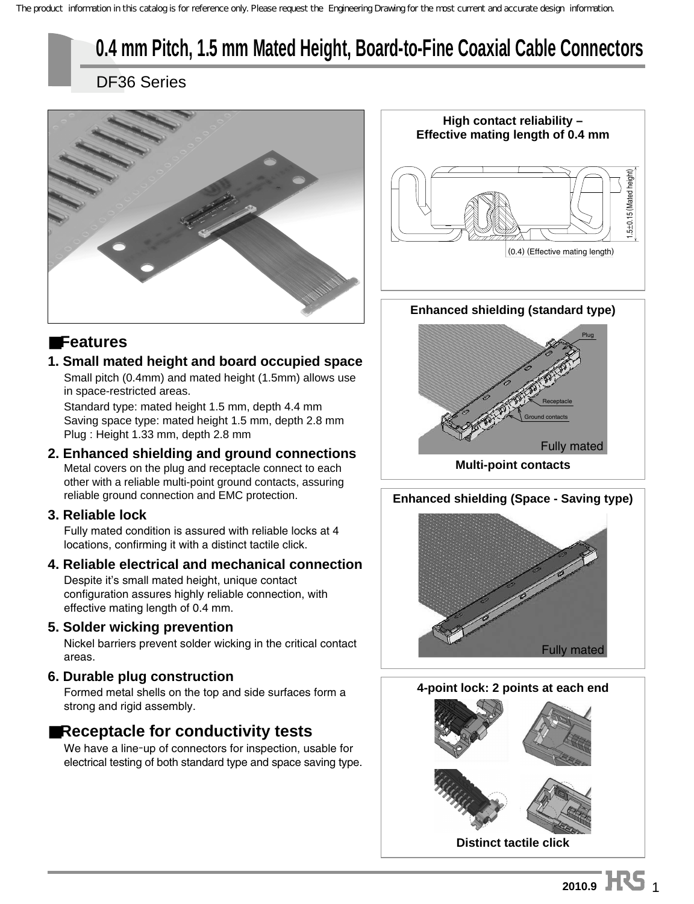The product information in this catalog is for reference only. Please request the Engineering Drawing for the most current and accurate design information.

# 0.4 mm Pitch, 1.5 mm Mated Height, Board-to-Fine Coaxial Cable Connectors

## DF36 Series

**High contact reliability – Effective mating length of 0.4 mm**

1.5±0.15 (Mated height)

(0.4) (Effective mating length)

**Enhanced shielding (standard type)**

Plug

Receptacle

Ground contacts

Fully mated

**Multi-point contacts**

**Enhanced shielding (Space - Saving type)**

Fully mated

**4-point lock: 2 points at each end**

**Distinct tactile click**

## ■Features

### 1. Small mated height and board occupied space

Small pitch (0.4mm) and mated height (1.5mm) allows use in space-restricted areas.

Standard type: mated height 1.5 mm, depth 4.4 mm
Saving space type: mated height 1.5 mm, depth 2.8 mm
Plug : Height 1.33 mm, depth 2.8 mm

### 2. Enhanced shielding and ground connections

Metal covers on the plug and receptacle connect to each other with a reliable multi-point ground contacts, assuring reliable ground connection and EMC protection.

### 3. Reliable lock

Fully mated condition is assured with reliable locks at 4 locations, confirming it with a distinct tactile click.

### 4. Reliable electrical and mechanical connection

Despite it's small mated height, unique contact configuration assures highly reliable connection, with effective mating length of 0.4 mm.

### 5. Solder wicking prevention

Nickel barriers prevent solder wicking in the critical contact areas.

### 6. Durable plug construction

Formed metal shells on the top and side surfaces form a strong and rigid assembly.

## ■Receptacle for conductivity tests

We have a line-up of connectors for inspection, usable for electrical testing of both standard type and space saving type.

2010.9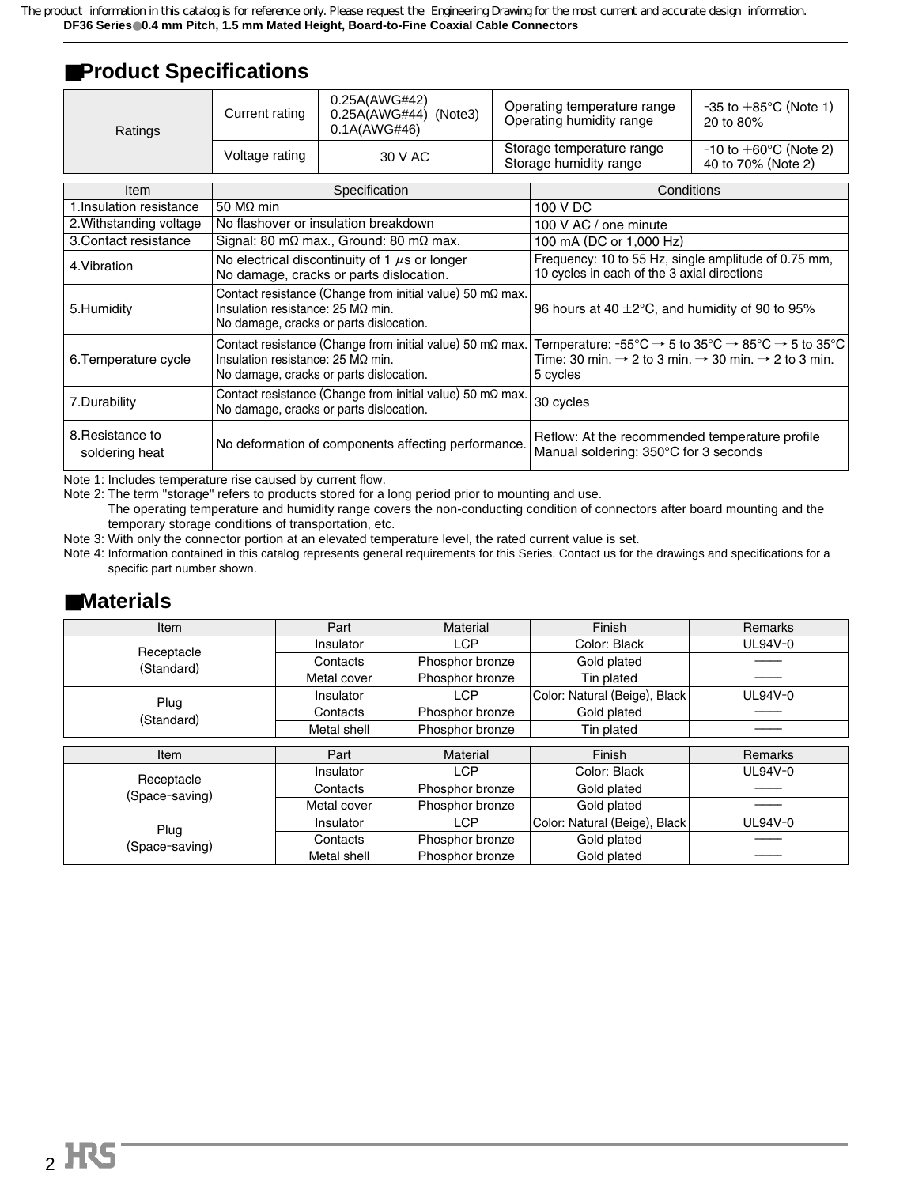## ■Product Specifications

| Ratings | | | | |
|---|---|---|---|---|
| Ratings | Current rating | 0.25A(AWG#42)<br>0.25A(AWG#44) (Note3)<br>0.1A(AWG#46) | Operating temperature range<br>Operating humidity range | -35 to +85°C (Note 1)<br>20 to 80% |
| | Voltage rating | 30 V AC | Storage temperature range<br>Storage humidity range | -10 to +60°C (Note 2)<br>40 to 70% (Note 2) |

| Item | Specification | Conditions |
|---|---|---|
| 1.Insulation resistance | 50 MΩ min | 100 V DC |
| 2.Withstanding voltage | No flashover or insulation breakdown | 100 V AC / one minute |
| 3.Contact resistance | Signal: 80 mΩ max., Ground: 80 mΩ max. | 100 mA (DC or 1,000 Hz) |
| 4.Vibration | No electrical discontinuity of 1 μs or longer<br>No damage, cracks or parts dislocation. | Frequency: 10 to 55 Hz, single amplitude of 0.75 mm, 10 cycles in each of the 3 axial directions |
| 5.Humidity | Contact resistance (Change from initial value) 50 mΩ max.<br>Insulation resistance: 25 MΩ min.<br>No damage, cracks or parts dislocation. | 96 hours at 40 ±2°C, and humidity of 90 to 95% |
| 6.Temperature cycle | Contact resistance (Change from initial value) 50 mΩ max.<br>Insulation resistance: 25 MΩ min.<br>No damage, cracks or parts dislocation. | Temperature: -55°C → 5 to 35°C → 85°C → 5 to 35°C<br>Time: 30 min. → 2 to 3 min. → 30 min. → 2 to 3 min.<br>5 cycles |
| 7.Durability | Contact resistance (Change from initial value) 50 mΩ max.<br>No damage, cracks or parts dislocation. | 30 cycles |
| 8.Resistance to soldering heat | No deformation of components affecting performance. | Reflow: At the recommended temperature profile<br>Manual soldering: 350°C for 3 seconds |

Note 1: Includes temperature rise caused by current flow.

Note 2: The term "storage" refers to products stored for a long period prior to mounting and use.
The operating temperature and humidity range covers the non-conducting condition of connectors after board mounting and the temporary storage conditions of transportation, etc.

Note 3: With only the connector portion at an elevated temperature level, the rated current value is set.

Note 4: Information contained in this catalog represents general requirements for this Series. Contact us for the drawings and specifications for a specific part number shown.

## ■Materials

| Item | Part | Material | Finish | Remarks |
|---|---|---|---|---|
| Receptacle (Standard) | Insulator | LCP | Color: Black | UL94V-0 |
| | Contacts | Phosphor bronze | Gold plated | —— |
| | Metal cover | Phosphor bronze | Tin plated | —— |
| Plug (Standard) | Insulator | LCP | Color: Natural (Beige), Black | UL94V-0 |
| | Contacts | Phosphor bronze | Gold plated | —— |
| | Metal shell | Phosphor bronze | Tin plated | —— |

| Item | Part | Material | Finish | Remarks |
|---|---|---|---|---|
| Receptacle (Space-saving) | Insulator | LCP | Color: Black | UL94V-0 |
| | Contacts | Phosphor bronze | Gold plated | —— |
| | Metal cover | Phosphor bronze | Gold plated | —— |
| Plug (Space-saving) | Insulator | LCP | Color: Natural (Beige), Black | UL94V-0 |
| | Contacts | Phosphor bronze | Gold plated | —— |
| | Metal shell | Phosphor bronze | Gold plated | —— |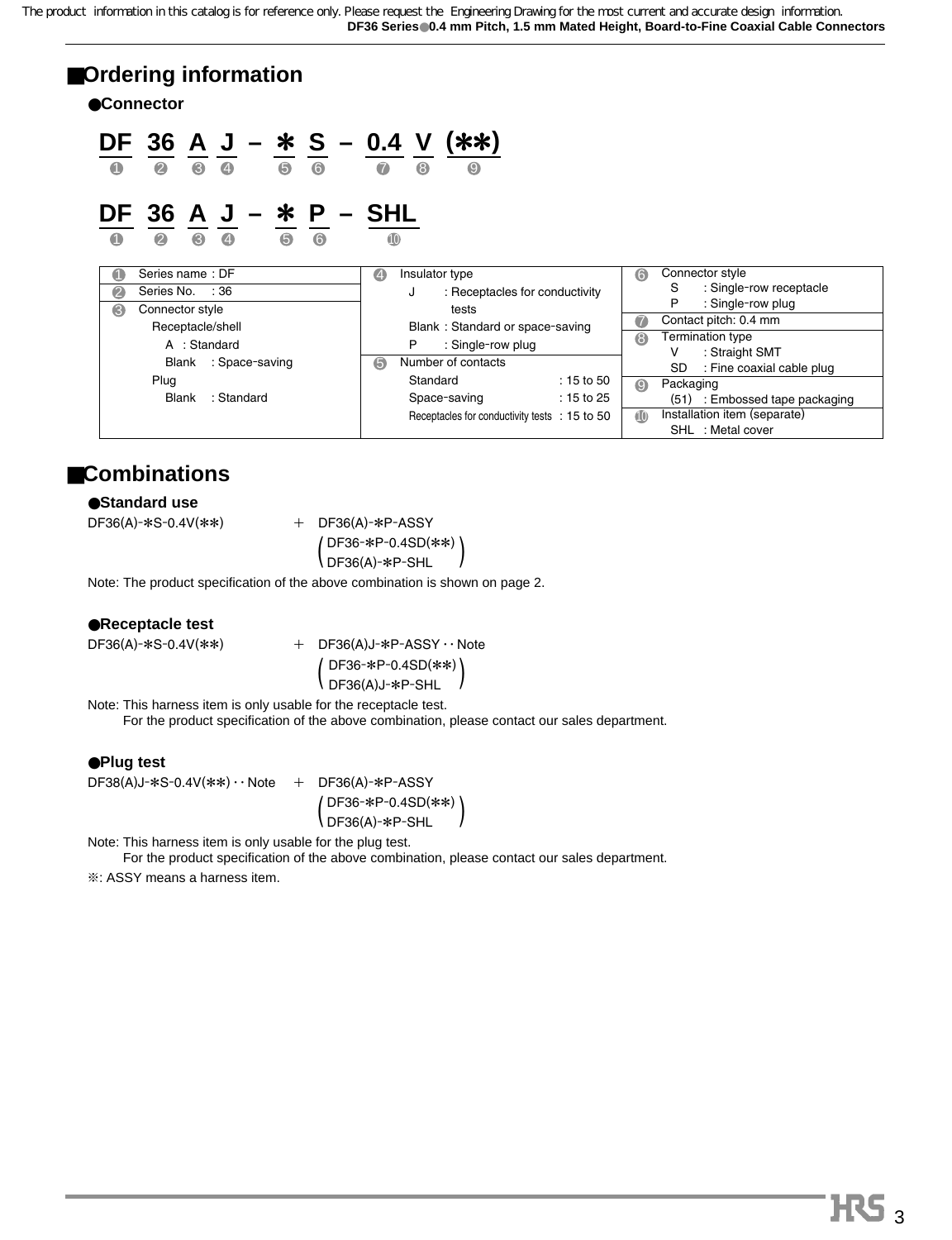## ■Ordering information

### ●Connector

**DF 36 A J – ∗ S – 0.4 V (∗∗)**
❶ ❷ ❸ ❹ ❺ ❻ ❼ ❽ ❾

**DF 36 A J – ∗ P – SHL**
❶ ❷ ❸ ❹ ❺ ❻ ❿

| | | |
|---|---|---|
| ❶ Series name : DF | ❹ Insulator type | ❻ Connector style |
| ❷ Series No. : 36 | J : Receptacles for conductivity tests | S : Single-row receptacle |
| ❸ Connector style | Blank : Standard or space-saving | P : Single-row plug |
| Receptacle/shell | P : Single-row plug | ❼ Contact pitch: 0.4 mm |
| A : Standard | ❺ Number of contacts | ❽ Termination type |
| Blank : Space-saving | Standard : 15 to 50 | V : Straight SMT |
| Plug | Space-saving : 15 to 25 | SD : Fine coaxial cable plug |
| Blank : Standard | Receptacles for conductivity tests : 15 to 50 | ❾ Packaging |
| | | (51) : Embossed tape packaging |
| | | ❿ Installation item (separate) |
| | | SHL : Metal cover |

## ■Combinations

### ●Standard use

DF36(A)-∗S-0.4V(∗∗) + DF36(A)-∗P-ASSY
( DF36-∗P-0.4SD(∗∗)
DF36(A)-∗P-SHL )

Note: The product specification of the above combination is shown on page 2.

### ●Receptacle test

DF36(A)-∗S-0.4V(∗∗) + DF36(A)J-∗P-ASSY ･･ Note
( DF36-∗P-0.4SD(∗∗)
DF36(A)J-∗P-SHL )

Note: This harness item is only usable for the receptacle test.
For the product specification of the above combination, please contact our sales department.

### ●Plug test

DF38(A)J-∗S-0.4V(∗∗) ･･ Note + DF36(A)-∗P-ASSY
( DF36-∗P-0.4SD(∗∗)
DF36(A)-∗P-SHL )

Note: This harness item is only usable for the plug test.
For the product specification of the above combination, please contact our sales department.

※: ASSY means a harness item.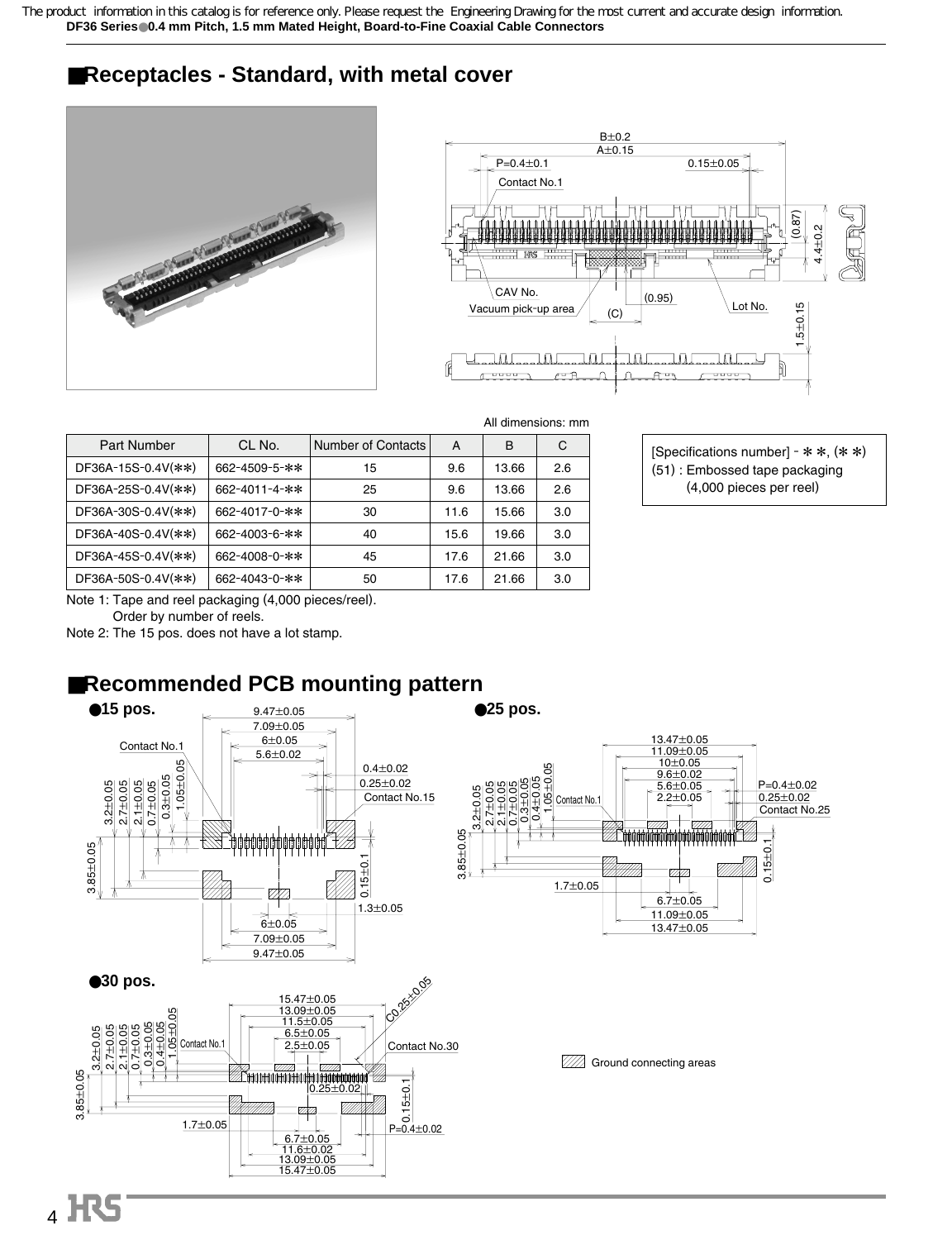The product information in this catalog is for reference only. Please request the Engineering Drawing for the most current and accurate design information.

## Receptacles - Standard, with metal cover

All dimensions: mm

| Part Number | CL No. | Number of Contacts | A | B | C |
|---|---|---|---|---|---|
| DF36A-15S-0.4V(**) | 662-4509-5-** | 15 | 9.6 | 13.66 | 2.6 |
| DF36A-25S-0.4V(**) | 662-4011-4-** | 25 | 9.6 | 13.66 | 2.6 |
| DF36A-30S-0.4V(**) | 662-4017-0-** | 30 | 11.6 | 15.66 | 3.0 |
| DF36A-40S-0.4V(**) | 662-4003-6-** | 40 | 15.6 | 19.66 | 3.0 |
| DF36A-45S-0.4V(**) | 662-4008-0-** | 45 | 17.6 | 21.66 | 3.0 |
| DF36A-50S-0.4V(**) | 662-4043-0-** | 50 | 17.6 | 21.66 | 3.0 |

Note 1: Tape and reel packaging (4,000 pieces/reel).
Order by number of reels.

Note 2: The 15 pos. does not have a lot stamp.

[Specifications number] - **, (**)
(51) : Embossed tape packaging
(4,000 pieces per reel)

## Recommended PCB mounting pattern

- 15 pos.
- 25 pos.
- 30 pos.

Ground connecting areas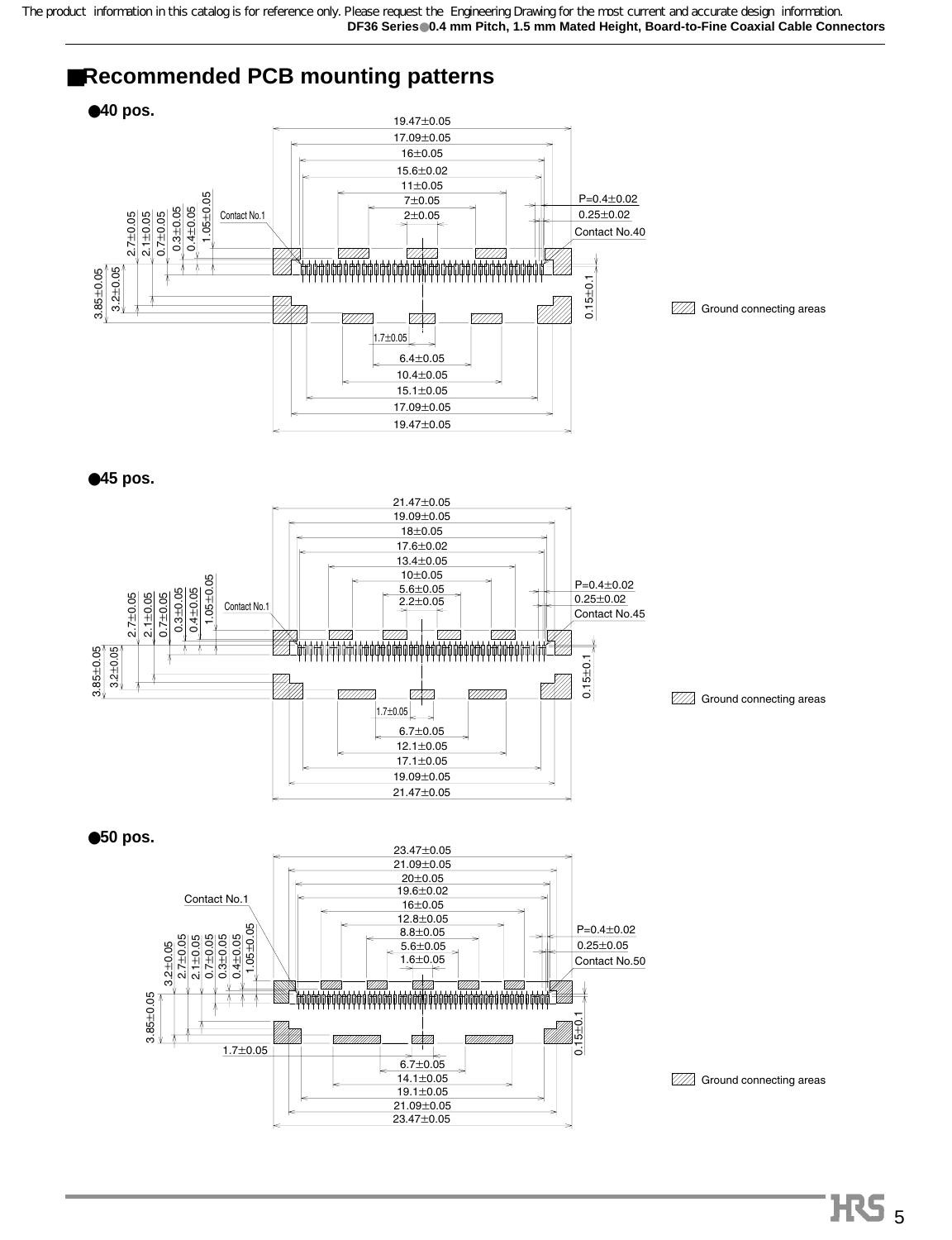The product information in this catalog is for reference only. Please request the Engineering Drawing for the most current and accurate design information.

## ■Recommended PCB mounting patterns

●40 pos.

19.47±0.05
17.09±0.05
16±0.05
15.6±0.02
11±0.05
7±0.05
2±0.05
P=0.4±0.02
0.25±0.02
Contact No.1
Contact No.40
2.7±0.05
2.1±0.05
0.7±0.05
0.3±0.05
0.4±0.05
1.05±0.05
3.85±0.05
3.2±0.05
0.15±0.1
1.7±0.05
6.4±0.05
10.4±0.05
15.1±0.05
17.09±0.05
19.47±0.05

Ground connecting areas

●45 pos.

21.47±0.05
19.09±0.05
18±0.05
17.6±0.02
13.4±0.05
10±0.05
5.6±0.05
2.2±0.05
P=0.4±0.02
0.25±0.02
Contact No.1
Contact No.45
2.7±0.05
2.1±0.05
0.7±0.05
0.3±0.05
0.4±0.05
1.05±0.05
3.85±0.05
3.2±0.05
0.15±0.1
1.7±0.05
6.7±0.05
12.1±0.05
17.1±0.05
19.09±0.05
21.47±0.05

Ground connecting areas

●50 pos.

23.47±0.05
21.09±0.05
20±0.05
19.6±0.02
16±0.05
12.8±0.05
8.8±0.05
5.6±0.05
1.6±0.05
P=0.4±0.02
0.25±0.05
Contact No.1
Contact No.50
3.2±0.05
2.7±0.05
2.1±0.05
0.7±0.05
0.3±0.05
0.4±0.05
1.05±0.05
3.85±0.05
0.15±0.1
1.7±0.05
6.7±0.05
14.1±0.05
19.1±0.05
21.09±0.05
23.47±0.05

Ground connecting areas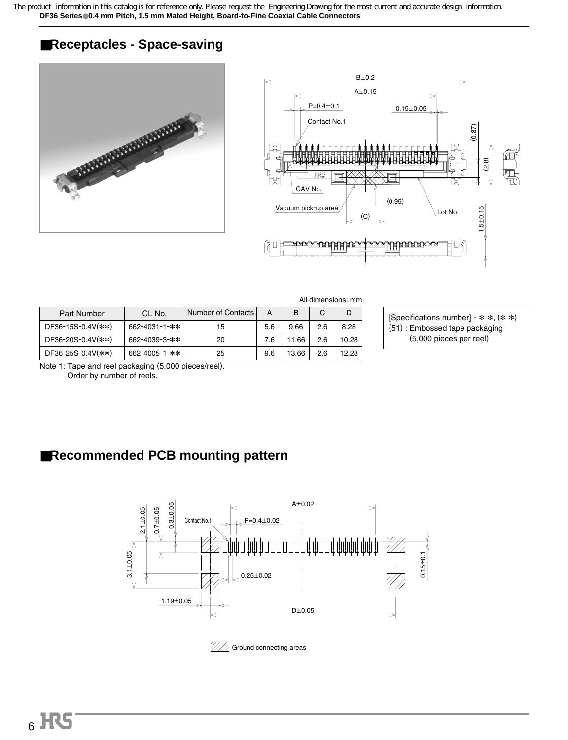## ■Receptacles - Space-saving

All dimensions: mm

| Part Number | CL No. | Number of Contacts | A | B | C | D |
|---|---|---|---|---|---|---|
| DF36-15S-0.4V(**) | 662-4031-1-** | 15 | 5.6 | 9.66 | 2.6 | 8.28 |
| DF36-20S-0.4V(**) | 662-4039-3-** | 20 | 7.6 | 11.66 | 2.6 | 10.28 |
| DF36-25S-0.4V(**) | 662-4005-1-** | 25 | 9.6 | 13.66 | 2.6 | 12.28 |

Note 1: Tape and reel packaging (5,000 pieces/reel).
Order by number of reels.

[Specifications number] - **, (**)
(51) : Embossed tape packaging
(5,000 pieces per reel)

## ■Recommended PCB mounting pattern

Ground connecting areas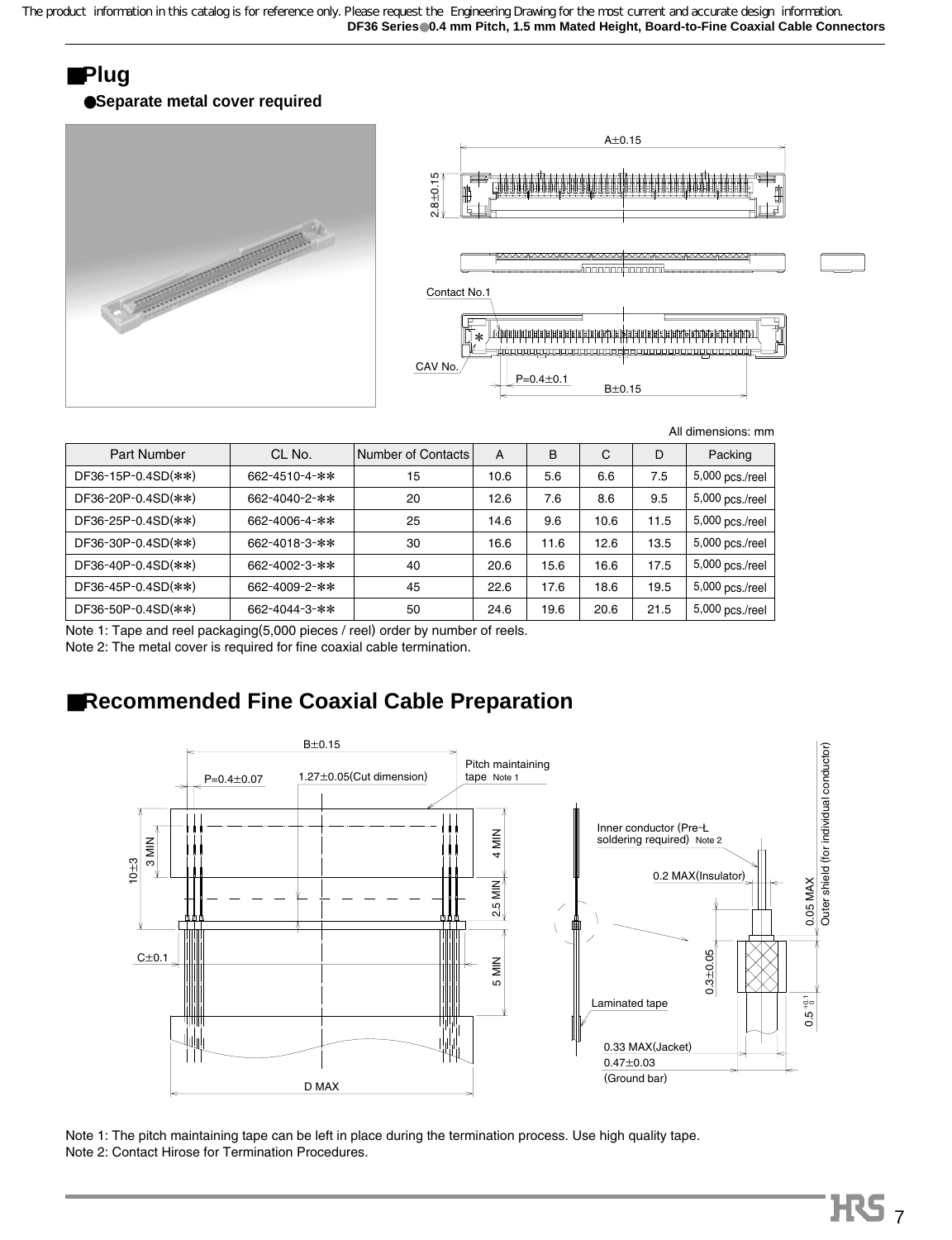## ■Plug

●**Separate metal cover required**

All dimensions: mm

| Part Number | CL No. | Number of Contacts | A | B | C | D | Packing |
|---|---|---|---|---|---|---|---|
| DF36-15P-0.4SD(**) | 662-4510-4-** | 15 | 10.6 | 5.6 | 6.6 | 7.5 | 5,000 pcs./reel |
| DF36-20P-0.4SD(**) | 662-4040-2-** | 20 | 12.6 | 7.6 | 8.6 | 9.5 | 5,000 pcs./reel |
| DF36-25P-0.4SD(**) | 662-4006-4-** | 25 | 14.6 | 9.6 | 10.6 | 11.5 | 5,000 pcs./reel |
| DF36-30P-0.4SD(**) | 662-4018-3-** | 30 | 16.6 | 11.6 | 12.6 | 13.5 | 5,000 pcs./reel |
| DF36-40P-0.4SD(**) | 662-4002-3-** | 40 | 20.6 | 15.6 | 16.6 | 17.5 | 5,000 pcs./reel |
| DF36-45P-0.4SD(**) | 662-4009-2-** | 45 | 22.6 | 17.6 | 18.6 | 19.5 | 5,000 pcs./reel |
| DF36-50P-0.4SD(**) | 662-4044-3-** | 50 | 24.6 | 19.6 | 20.6 | 21.5 | 5,000 pcs./reel |

Note 1: Tape and reel packaging(5,000 pieces / reel) order by number of reels.

Note 2: The metal cover is required for fine coaxial cable termination.

## ■Recommended Fine Coaxial Cable Preparation

Note 1: The pitch maintaining tape can be left in place during the termination process. Use high quality tape.

Note 2: Contact Hirose for Termination Procedures.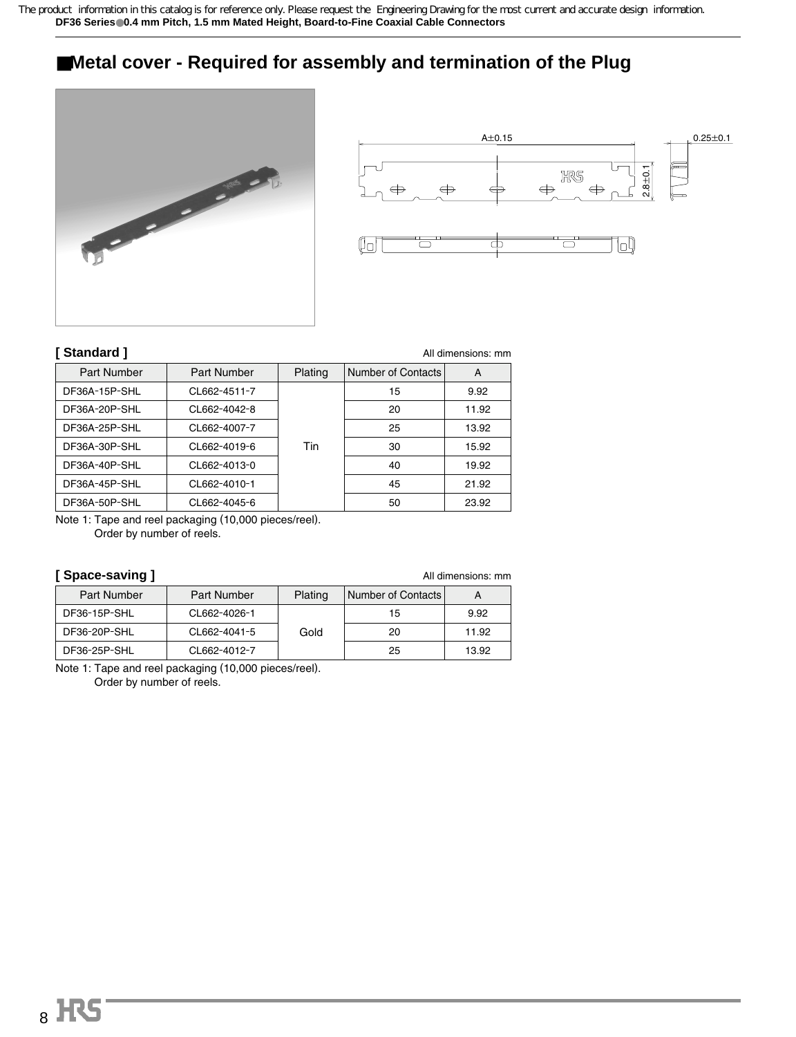## ■Metal cover - Required for assembly and termination of the Plug

**[ Standard ]**

All dimensions: mm

| Part Number | Part Number | Plating | Number of Contacts | A |
|---|---|---|---|---|
| DF36A-15P-SHL | CL662-4511-7 | Tin | 15 | 9.92 |
| DF36A-20P-SHL | CL662-4042-8 | | 20 | 11.92 |
| DF36A-25P-SHL | CL662-4007-7 | | 25 | 13.92 |
| DF36A-30P-SHL | CL662-4019-6 | | 30 | 15.92 |
| DF36A-40P-SHL | CL662-4013-0 | | 40 | 19.92 |
| DF36A-45P-SHL | CL662-4010-1 | | 45 | 21.92 |
| DF36A-50P-SHL | CL662-4045-6 | | 50 | 23.92 |

Note 1: Tape and reel packaging (10,000 pieces/reel).
Order by number of reels.

**[ Space-saving ]**

All dimensions: mm

| Part Number | Part Number | Plating | Number of Contacts | A |
|---|---|---|---|---|
| DF36-15P-SHL | CL662-4026-1 | Gold | 15 | 9.92 |
| DF36-20P-SHL | CL662-4041-5 | | 20 | 11.92 |
| DF36-25P-SHL | CL662-4012-7 | | 25 | 13.92 |

Note 1: Tape and reel packaging (10,000 pieces/reel).
Order by number of reels.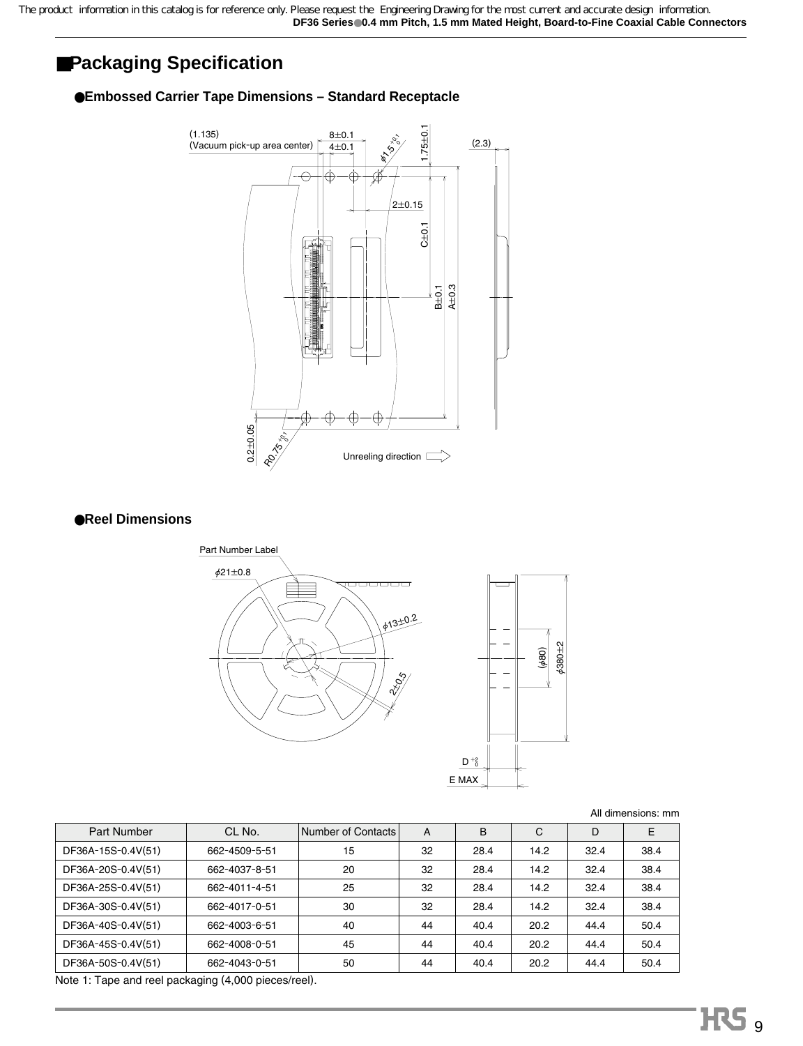## ■Packaging Specification

### ●Embossed Carrier Tape Dimensions – Standard Receptacle

(1.135)
(Vacuum pick-up area center)

8±0.1
4±0.1
φ1.5 +0.1 0
1.75±0.1
(2.3)
2±0.15
C±0.1
B±0.1
A±0.3
0.2±0.05
R0.75 +0.1 0

Unreeling direction

### ●Reel Dimensions

Part Number Label
φ21±0.8
φ13±0.2
2±0.5
(φ80)
φ380±2
D +2 0
E MAX

All dimensions: mm

| Part Number | CL No. | Number of Contacts | A | B | C | D | E |
|---|---|---|---|---|---|---|---|
| DF36A-15S-0.4V(51) | 662-4509-5-51 | 15 | 32 | 28.4 | 14.2 | 32.4 | 38.4 |
| DF36A-20S-0.4V(51) | 662-4037-8-51 | 20 | 32 | 28.4 | 14.2 | 32.4 | 38.4 |
| DF36A-25S-0.4V(51) | 662-4011-4-51 | 25 | 32 | 28.4 | 14.2 | 32.4 | 38.4 |
| DF36A-30S-0.4V(51) | 662-4017-0-51 | 30 | 32 | 28.4 | 14.2 | 32.4 | 38.4 |
| DF36A-40S-0.4V(51) | 662-4003-6-51 | 40 | 44 | 40.4 | 20.2 | 44.4 | 50.4 |
| DF36A-45S-0.4V(51) | 662-4008-0-51 | 45 | 44 | 40.4 | 20.2 | 44.4 | 50.4 |
| DF36A-50S-0.4V(51) | 662-4043-0-51 | 50 | 44 | 40.4 | 20.2 | 44.4 | 50.4 |

Note 1: Tape and reel packaging (4,000 pieces/reel).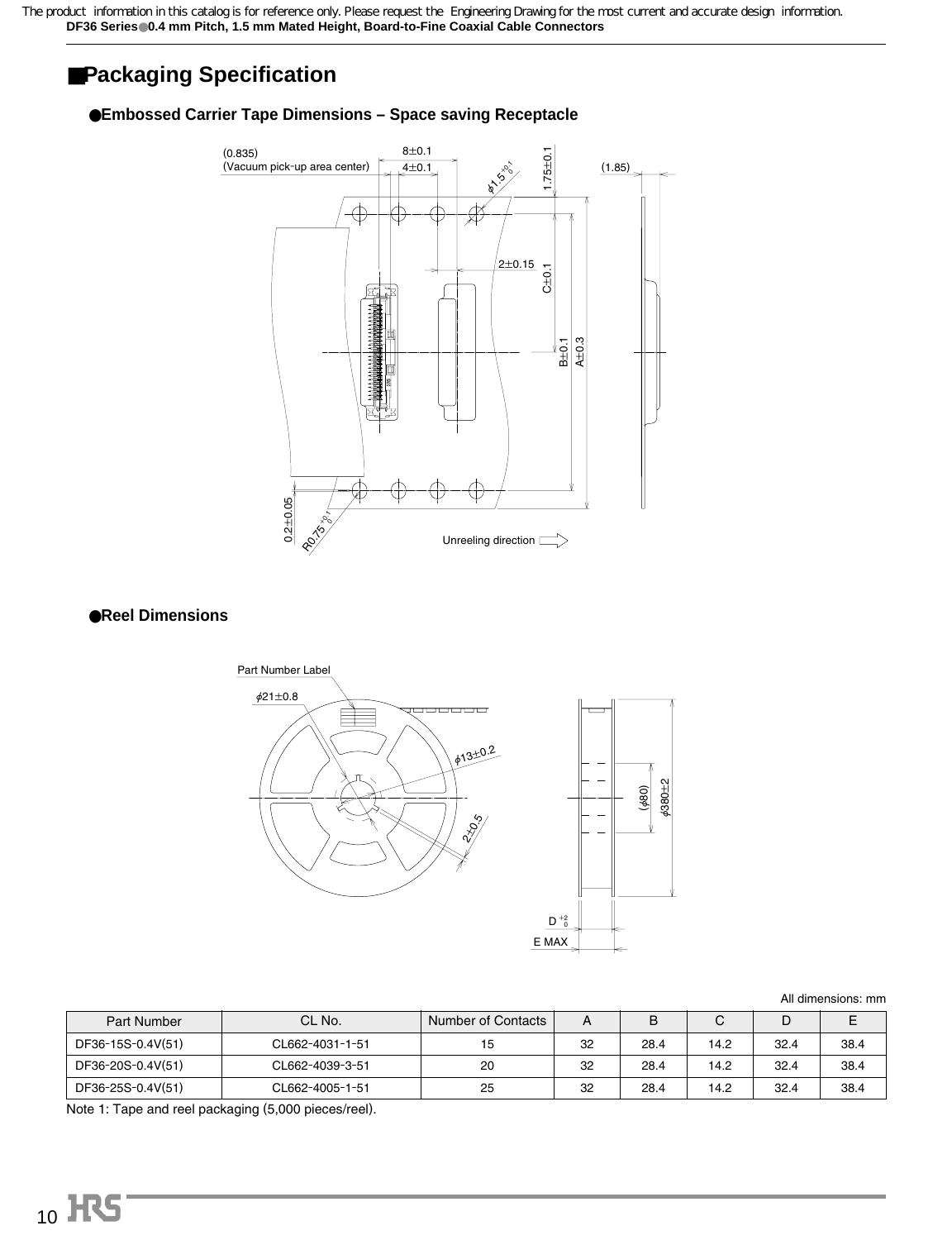## ■Packaging Specification

### ●Embossed Carrier Tape Dimensions – Space saving Receptacle

(0.835)
(Vacuum pick-up area center)

8±0.1
4±0.1
$\phi1.5^{+0.1}_{0}$
1.75±0.1
(1.85)
2±0.15
C±0.1
B±0.1
A±0.3
0.2±0.05
$R0.75^{+0.1}_{0}$
Unreeling direction

### ●Reel Dimensions

Part Number Label
$\phi21\pm0.8$
$\phi13\pm0.2$
2±0.5
($\phi80$)
$\phi380\pm2$
$D^{+2}_{0}$
E MAX

All dimensions: mm

| Part Number | CL No. | Number of Contacts | A | B | C | D | E |
|---|---|---|---|---|---|---|---|
| DF36-15S-0.4V(51) | CL662-4031-1-51 | 15 | 32 | 28.4 | 14.2 | 32.4 | 38.4 |
| DF36-20S-0.4V(51) | CL662-4039-3-51 | 20 | 32 | 28.4 | 14.2 | 32.4 | 38.4 |
| DF36-25S-0.4V(51) | CL662-4005-1-51 | 25 | 32 | 28.4 | 14.2 | 32.4 | 38.4 |

Note 1: Tape and reel packaging (5,000 pieces/reel).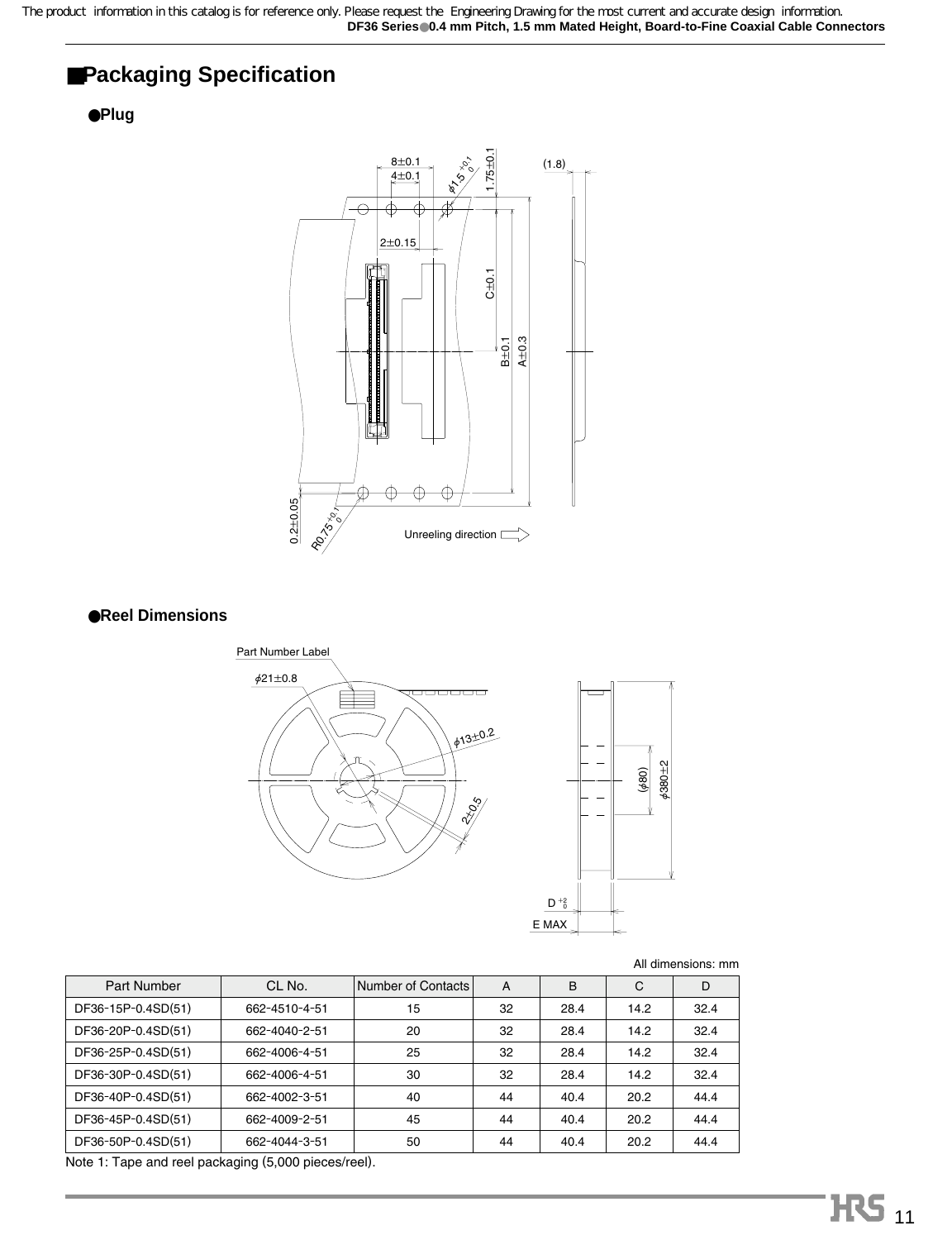## ■Packaging Specification

### ●Plug

8±0.1
4±0.1
φ1.5 +0.1/0
1.75±0.1
(1.8)
2±0.15
C±0.1
B±0.1
A±0.3
0.2±0.05
R0.75 +0.1/0
Unreeling direction

### ●Reel Dimensions

Part Number Label
φ21±0.8
φ13±0.2
2±0.5
(φ80)
φ380±2
D +2/0
E MAX

All dimensions: mm

| Part Number | CL No. | Number of Contacts | A | B | C | D |
|---|---|---|---|---|---|---|
| DF36-15P-0.4SD(51) | 662-4510-4-51 | 15 | 32 | 28.4 | 14.2 | 32.4 |
| DF36-20P-0.4SD(51) | 662-4040-2-51 | 20 | 32 | 28.4 | 14.2 | 32.4 |
| DF36-25P-0.4SD(51) | 662-4006-4-51 | 25 | 32 | 28.4 | 14.2 | 32.4 |
| DF36-30P-0.4SD(51) | 662-4006-4-51 | 30 | 32 | 28.4 | 14.2 | 32.4 |
| DF36-40P-0.4SD(51) | 662-4002-3-51 | 40 | 44 | 40.4 | 20.2 | 44.4 |
| DF36-45P-0.4SD(51) | 662-4009-2-51 | 45 | 44 | 40.4 | 20.2 | 44.4 |
| DF36-50P-0.4SD(51) | 662-4044-3-51 | 50 | 44 | 40.4 | 20.2 | 44.4 |

Note 1: Tape and reel packaging (5,000 pieces/reel).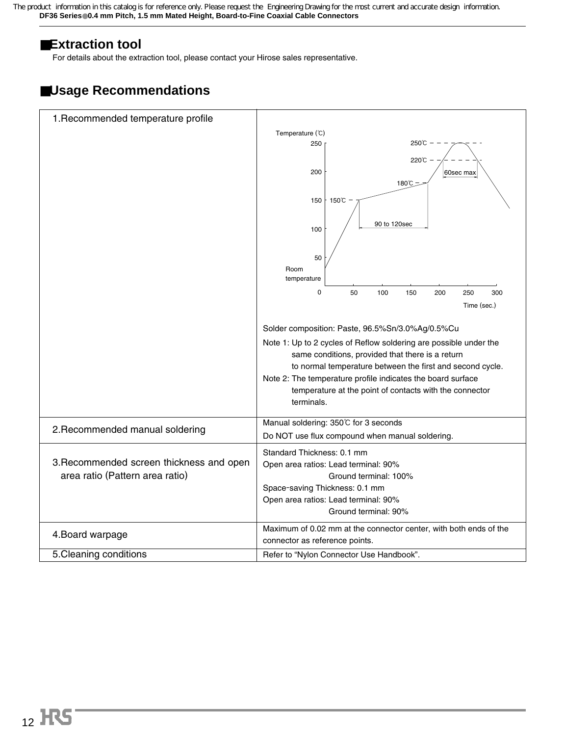## ■Extraction tool

For details about the extraction tool, please contact your Hirose sales representative.

## ■Usage Recommendations

| | |
|---|---|
| 1.Recommended temperature profile | Temperature (℃) 250 200 150 100 50 0; Room temperature; 150℃; 180℃; 220℃; 250℃; 90 to 120sec; 60sec max; Time (sec.) 50 100 150 200 250 300<br><br>Solder composition: Paste, 96.5%Sn/3.0%Ag/0.5%Cu<br>Note 1: Up to 2 cycles of Reflow soldering are possible under the same conditions, provided that there is a return to normal temperature between the first and second cycle.<br>Note 2: The temperature profile indicates the board surface temperature at the point of contacts with the connector terminals. |
| 2.Recommended manual soldering | Manual soldering: 350℃ for 3 seconds<br>Do NOT use flux compound when manual soldering. |
| 3.Recommended screen thickness and open area ratio (Pattern area ratio) | Standard Thickness: 0.1 mm<br>Open area ratios: Lead terminal: 90%<br>Ground terminal: 100%<br>Space-saving Thickness: 0.1 mm<br>Open area ratios: Lead terminal: 90%<br>Ground terminal: 90% |
| 4.Board warpage | Maximum of 0.02 mm at the connector center, with both ends of the connector as reference points. |
| 5.Cleaning conditions | Refer to "Nylon Connector Use Handbook". |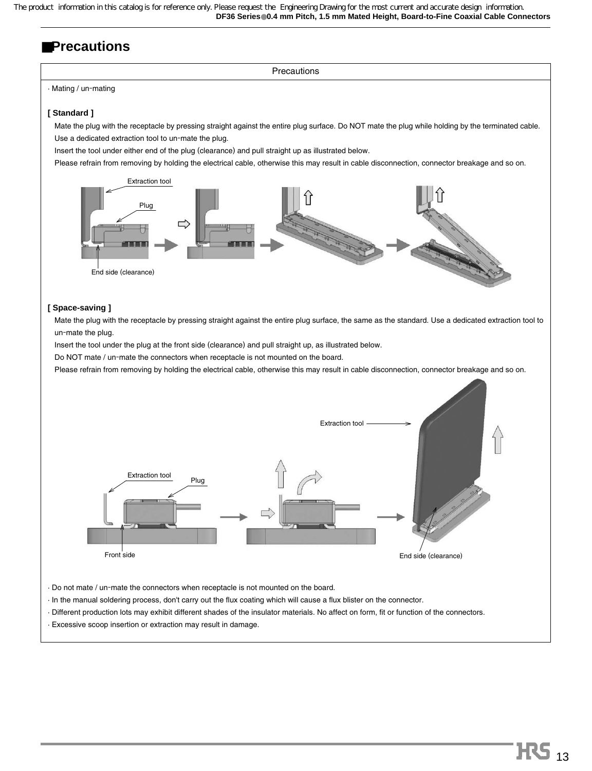## ■Precautions

Precautions

· Mating / un-mating

**[ Standard ]**

Mate the plug with the receptacle by pressing straight against the entire plug surface. Do NOT mate the plug while holding by the terminated cable.

Use a dedicated extraction tool to un-mate the plug.

Insert the tool under either end of the plug (clearance) and pull straight up as illustrated below.

Please refrain from removing by holding the electrical cable, otherwise this may result in cable disconnection, connector breakage and so on.

Extraction tool

Plug

End side (clearance)

**[ Space-saving ]**

Mate the plug with the receptacle by pressing straight against the entire plug surface, the same as the standard. Use a dedicated extraction tool to un-mate the plug.

Insert the tool under the plug at the front side (clearance) and pull straight up, as illustrated below.

Do NOT mate / un-mate the connectors when receptacle is not mounted on the board.

Please refrain from removing by holding the electrical cable, otherwise this may result in cable disconnection, connector breakage and so on.

Extraction tool

Extraction tool

Plug

Front side

End side (clearance)

· Do not mate / un-mate the connectors when receptacle is not mounted on the board.

· In the manual soldering process, don't carry out the flux coating which will cause a flux blister on the connector.

· Different production lots may exhibit different shades of the insulator materials. No affect on form, fit or function of the connectors.

· Excessive scoop insertion or extraction may result in damage.